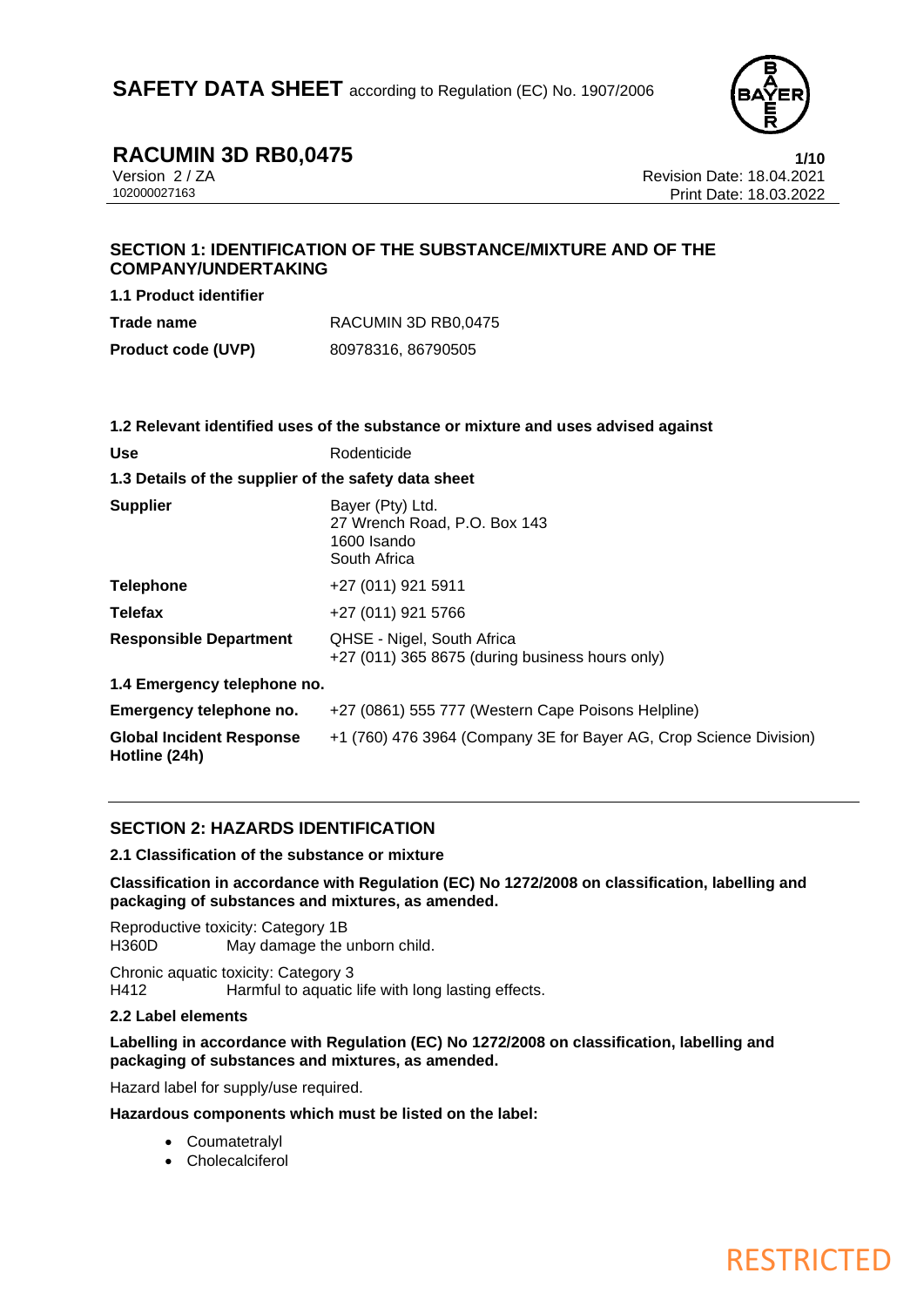# SAFETY DATA SHEET according to Regulation (EC) No. 1907/2006

## RACUMIN 3D RB0,0475

Version 2 / ZA
102000027163

Revision Date: 18.04.2021
Print Date: 18.03.2022

## SECTION 1: IDENTIFICATION OF THE SUBSTANCE/MIXTURE AND OF THE COMPANY/UNDERTAKING

### 1.1 Product identifier

| | |
|---|---|
| **Trade name** | RACUMIN 3D RB0,0475 |
| **Product code (UVP)** | 80978316, 86790505 |

### 1.2 Relevant identified uses of the substance or mixture and uses advised against

| | |
|---|---|
| **Use** | Rodenticide |

### 1.3 Details of the supplier of the safety data sheet

| | |
|---|---|
| **Supplier** | Bayer (Pty) Ltd.<br>27 Wrench Road, P.O. Box 143<br>1600 Isando<br>South Africa |
| **Telephone** | +27 (011) 921 5911 |
| **Telefax** | +27 (011) 921 5766 |
| **Responsible Department** | QHSE - Nigel, South Africa<br>+27 (011) 365 8675 (during business hours only) |

### 1.4 Emergency telephone no.

| | |
|---|---|
| **Emergency telephone no.** | +27 (0861) 555 777 (Western Cape Poisons Helpline) |
| **Global Incident Response Hotline (24h)** | +1 (760) 476 3964 (Company 3E for Bayer AG, Crop Science Division) |

## SECTION 2: HAZARDS IDENTIFICATION

### 2.1 Classification of the substance or mixture

**Classification in accordance with Regulation (EC) No 1272/2008 on classification, labelling and packaging of substances and mixtures, as amended.**

Reproductive toxicity: Category 1B
H360D May damage the unborn child.

Chronic aquatic toxicity: Category 3
H412 Harmful to aquatic life with long lasting effects.

### 2.2 Label elements

**Labelling in accordance with Regulation (EC) No 1272/2008 on classification, labelling and packaging of substances and mixtures, as amended.**

Hazard label for supply/use required.

**Hazardous components which must be listed on the label:**

- Coumatetralyl
- Cholecalciferol

RESTRICTED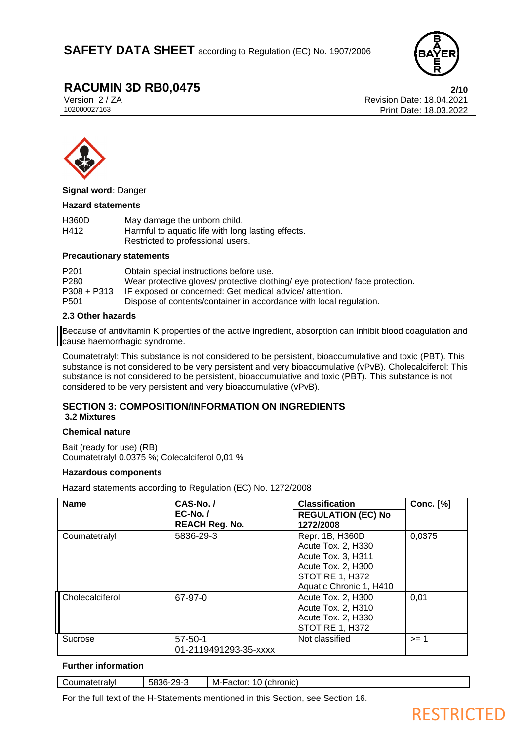**Signal word**: Danger

**Hazard statements**

| | |
|---|---|
| H360D | May damage the unborn child. |
| H412 | Harmful to aquatic life with long lasting effects. |
| | Restricted to professional users. |

**Precautionary statements**

| | |
|---|---|
| P201 | Obtain special instructions before use. |
| P280 | Wear protective gloves/ protective clothing/ eye protection/ face protection. |
| P308 + P313 | IF exposed or concerned: Get medical advice/ attention. |
| P501 | Dispose of contents/container in accordance with local regulation. |

**2.3 Other hazards**

Because of antivitamin K properties of the active ingredient, absorption can inhibit blood coagulation and cause haemorrhagic syndrome.

Coumatetralyl: This substance is not considered to be persistent, bioaccumulative and toxic (PBT). This substance is not considered to be very persistent and very bioaccumulative (vPvB). Cholecalciferol: This substance is not considered to be persistent, bioaccumulative and toxic (PBT). This substance is not considered to be very persistent and very bioaccumulative (vPvB).

## SECTION 3: COMPOSITION/INFORMATION ON INGREDIENTS

**3.2 Mixtures**

**Chemical nature**

Bait (ready for use) (RB)
Coumatetralyl 0.0375 %; Colecalciferol 0,01 %

**Hazardous components**

Hazard statements according to Regulation (EC) No. 1272/2008

| Name | CAS-No. / EC-No. / REACH Reg. No. | Classification REGULATION (EC) No 1272/2008 | Conc. [%] |
|---|---|---|---|
| Coumatetralyl | 5836-29-3 | Repr. 1B, H360D<br>Acute Tox. 2, H330<br>Acute Tox. 3, H311<br>Acute Tox. 2, H300<br>STOT RE 1, H372<br>Aquatic Chronic 1, H410 | 0,0375 |
| Cholecalciferol | 67-97-0 | Acute Tox. 2, H300<br>Acute Tox. 2, H310<br>Acute Tox. 2, H330<br>STOT RE 1, H372 | 0,01 |
| Sucrose | 57-50-1<br>01-2119491293-35-xxxx | Not classified | >= 1 |

**Further information**

| | | |
|---|---|---|
| Coumatetralyl | 5836-29-3 | M-Factor: 10 (chronic) |

For the full text of the H-Statements mentioned in this Section, see Section 16.

RESTRICTED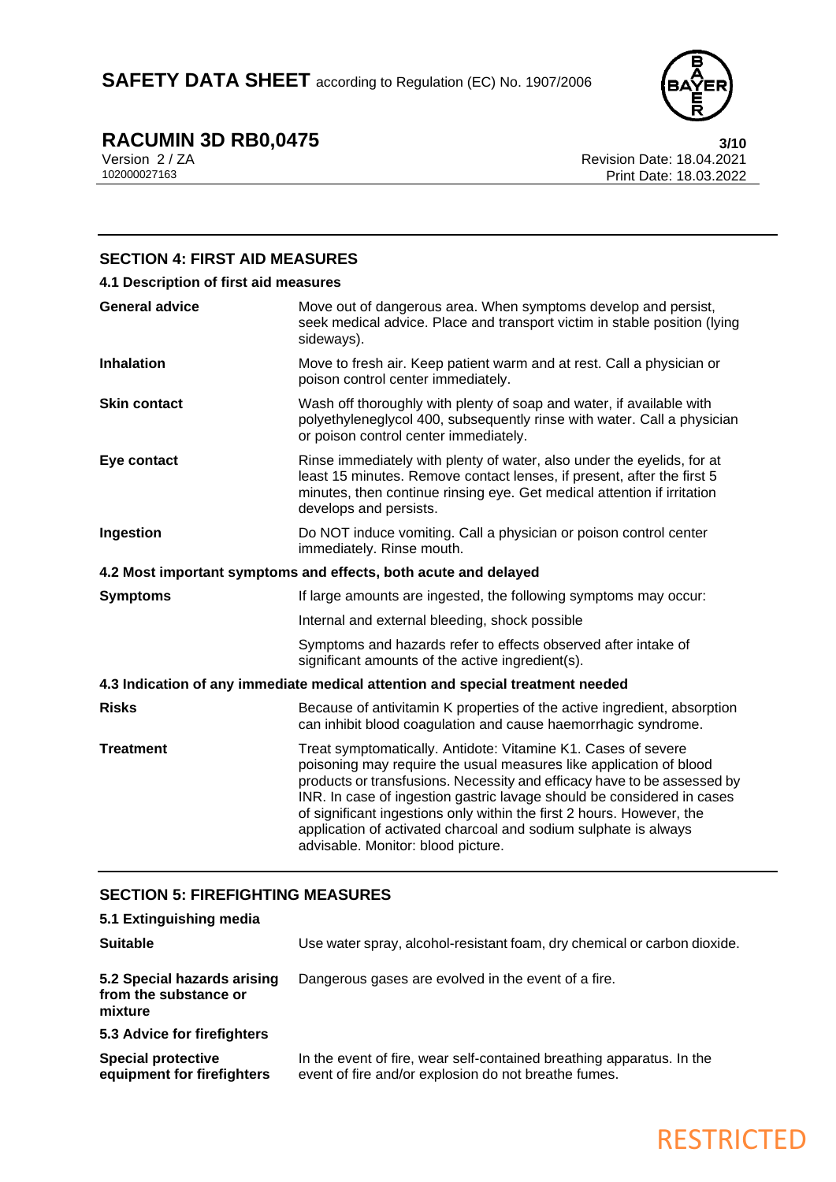## SECTION 4: FIRST AID MEASURES

### 4.1 Description of first aid measures

| | |
|---|---|
| **General advice** | Move out of dangerous area. When symptoms develop and persist, seek medical advice. Place and transport victim in stable position (lying sideways). |
| **Inhalation** | Move to fresh air. Keep patient warm and at rest. Call a physician or poison control center immediately. |
| **Skin contact** | Wash off thoroughly with plenty of soap and water, if available with polyethyleneglycol 400, subsequently rinse with water. Call a physician or poison control center immediately. |
| **Eye contact** | Rinse immediately with plenty of water, also under the eyelids, for at least 15 minutes. Remove contact lenses, if present, after the first 5 minutes, then continue rinsing eye. Get medical attention if irritation develops and persists. |
| **Ingestion** | Do NOT induce vomiting. Call a physician or poison control center immediately. Rinse mouth. |

### 4.2 Most important symptoms and effects, both acute and delayed

| | |
|---|---|
| **Symptoms** | If large amounts are ingested, the following symptoms may occur: |
| | Internal and external bleeding, shock possible |
| | Symptoms and hazards refer to effects observed after intake of significant amounts of the active ingredient(s). |

### 4.3 Indication of any immediate medical attention and special treatment needed

| | |
|---|---|
| **Risks** | Because of antivitamin K properties of the active ingredient, absorption can inhibit blood coagulation and cause haemorrhagic syndrome. |
| **Treatment** | Treat symptomatically. Antidote: Vitamine K1. Cases of severe poisoning may require the usual measures like application of blood products or transfusions. Necessity and efficacy have to be assessed by INR. In case of ingestion gastric lavage should be considered in cases of significant ingestions only within the first 2 hours. However, the application of activated charcoal and sodium sulphate is always advisable. Monitor: blood picture. |

## SECTION 5: FIREFIGHTING MEASURES

### 5.1 Extinguishing media

| | |
|---|---|
| **Suitable** | Use water spray, alcohol-resistant foam, dry chemical or carbon dioxide. |
| **5.2 Special hazards arising from the substance or mixture** | Dangerous gases are evolved in the event of a fire. |

### 5.3 Advice for firefighters

| | |
|---|---|
| **Special protective equipment for firefighters** | In the event of fire, wear self-contained breathing apparatus. In the event of fire and/or explosion do not breathe fumes. |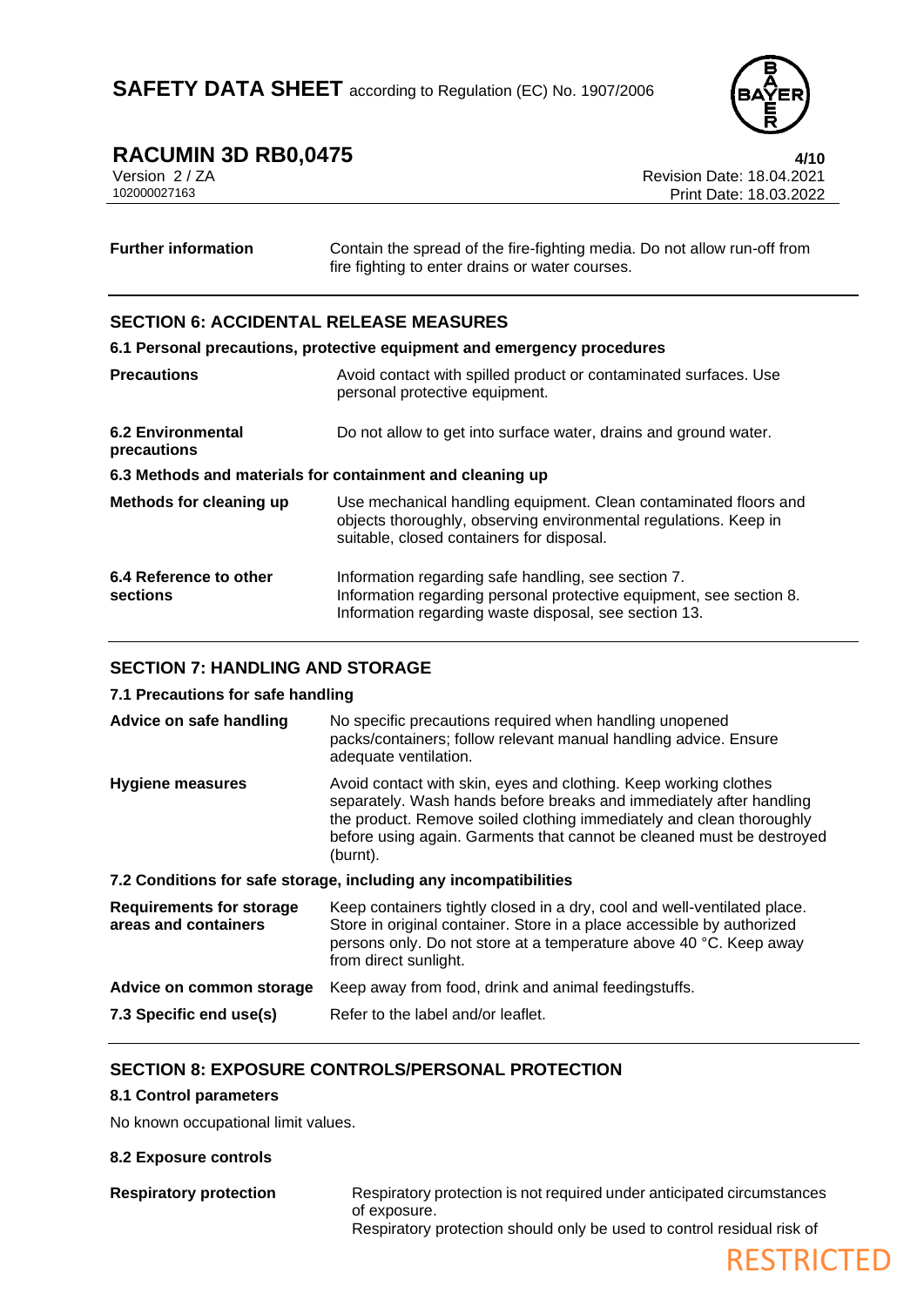| | |
|---|---|
| **Further information** | Contain the spread of the fire-fighting media. Do not allow run-off from fire fighting to enter drains or water courses. |

## SECTION 6: ACCIDENTAL RELEASE MEASURES

### 6.1 Personal precautions, protective equipment and emergency procedures

| | |
|---|---|
| **Precautions** | Avoid contact with spilled product or contaminated surfaces. Use personal protective equipment. |
| **6.2 Environmental precautions** | Do not allow to get into surface water, drains and ground water. |

### 6.3 Methods and materials for containment and cleaning up

| | |
|---|---|
| **Methods for cleaning up** | Use mechanical handling equipment. Clean contaminated floors and objects thoroughly, observing environmental regulations. Keep in suitable, closed containers for disposal. |
| **6.4 Reference to other sections** | Information regarding safe handling, see section 7.<br>Information regarding personal protective equipment, see section 8.<br>Information regarding waste disposal, see section 13. |

## SECTION 7: HANDLING AND STORAGE

### 7.1 Precautions for safe handling

| | |
|---|---|
| **Advice on safe handling** | No specific precautions required when handling unopened packs/containers; follow relevant manual handling advice. Ensure adequate ventilation. |
| **Hygiene measures** | Avoid contact with skin, eyes and clothing. Keep working clothes separately. Wash hands before breaks and immediately after handling the product. Remove soiled clothing immediately and clean thoroughly before using again. Garments that cannot be cleaned must be destroyed (burnt). |

### 7.2 Conditions for safe storage, including any incompatibilities

| | |
|---|---|
| **Requirements for storage areas and containers** | Keep containers tightly closed in a dry, cool and well-ventilated place. Store in original container. Store in a place accessible by authorized persons only. Do not store at a temperature above 40 °C. Keep away from direct sunlight. |
| **Advice on common storage** | Keep away from food, drink and animal feedingstuffs. |
| **7.3 Specific end use(s)** | Refer to the label and/or leaflet. |

## SECTION 8: EXPOSURE CONTROLS/PERSONAL PROTECTION

### 8.1 Control parameters

No known occupational limit values.

### 8.2 Exposure controls

| | |
|---|---|
| **Respiratory protection** | Respiratory protection is not required under anticipated circumstances of exposure.<br>Respiratory protection should only be used to control residual risk of |

RESTRICTED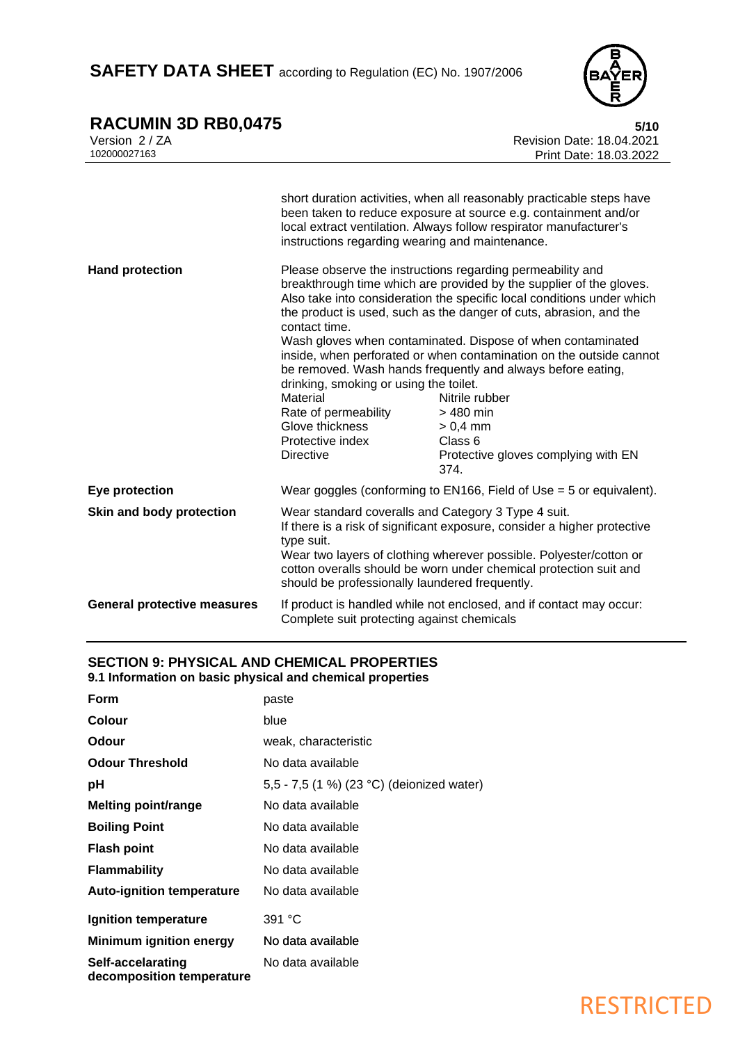| | |
|---|---|
| | short duration activities, when all reasonably practicable steps have been taken to reduce exposure at source e.g. containment and/or local extract ventilation. Always follow respirator manufacturer's instructions regarding wearing and maintenance. |
| **Hand protection** | Please observe the instructions regarding permeability and breakthrough time which are provided by the supplier of the gloves. Also take into consideration the specific local conditions under which the product is used, such as the danger of cuts, abrasion, and the contact time.<br>Wash gloves when contaminated. Dispose of when contaminated inside, when perforated or when contamination on the outside cannot be removed. Wash hands frequently and always before eating, drinking, smoking or using the toilet.<br>Material: Nitrile rubber<br>Rate of permeability: > 480 min<br>Glove thickness: > 0,4 mm<br>Protective index: Class 6<br>Directive: Protective gloves complying with EN 374. |
| **Eye protection** | Wear goggles (conforming to EN166, Field of Use = 5 or equivalent). |
| **Skin and body protection** | Wear standard coveralls and Category 3 Type 4 suit.<br>If there is a risk of significant exposure, consider a higher protective type suit.<br>Wear two layers of clothing wherever possible. Polyester/cotton or cotton overalls should be worn under chemical protection suit and should be professionally laundered frequently. |
| **General protective measures** | If product is handled while not enclosed, and if contact may occur: Complete suit protecting against chemicals |

## SECTION 9: PHYSICAL AND CHEMICAL PROPERTIES

### 9.1 Information on basic physical and chemical properties

| | |
|---|---|
| **Form** | paste |
| **Colour** | blue |
| **Odour** | weak, characteristic |
| **Odour Threshold** | No data available |
| **pH** | 5,5 - 7,5 (1 %) (23 °C) (deionized water) |
| **Melting point/range** | No data available |
| **Boiling Point** | No data available |
| **Flash point** | No data available |
| **Flammability** | No data available |
| **Auto-ignition temperature** | No data available |
| **Ignition temperature** | 391 °C |
| **Minimum ignition energy** | No data available |
| **Self-accelarating decomposition temperature** | No data available |

RESTRICTED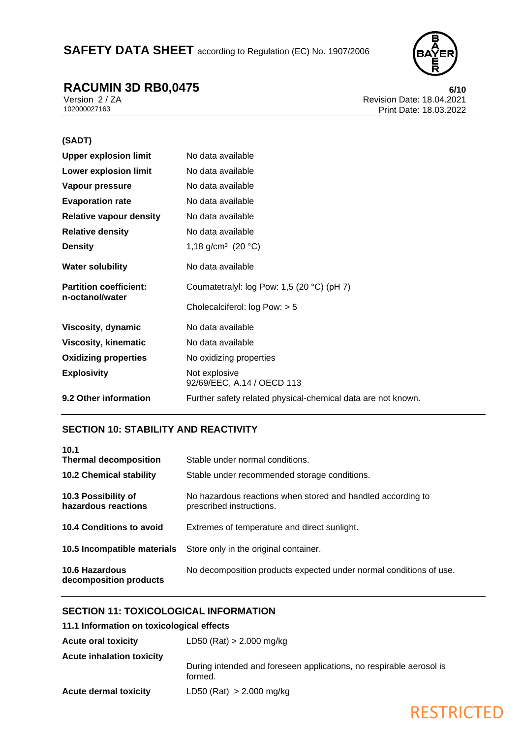| | |
|---|---|
| **(SADT)** | |
| **Upper explosion limit** | No data available |
| **Lower explosion limit** | No data available |
| **Vapour pressure** | No data available |
| **Evaporation rate** | No data available |
| **Relative vapour density** | No data available |
| **Relative density** | No data available |
| **Density** | 1,18 g/cm³ (20 °C) |
| **Water solubility** | No data available |
| **Partition coefficient: n-octanol/water** | Coumatetralyl: log Pow: 1,5 (20 °C) (pH 7)<br>Cholecalciferol: log Pow: > 5 |
| **Viscosity, dynamic** | No data available |
| **Viscosity, kinematic** | No data available |
| **Oxidizing properties** | No oxidizing properties |
| **Explosivity** | Not explosive<br>92/69/EEC, A.14 / OECD 113 |
| **9.2 Other information** | Further safety related physical-chemical data are not known. |

## SECTION 10: STABILITY AND REACTIVITY

| | |
|---|---|
| **10.1 Thermal decomposition** | Stable under normal conditions. |
| **10.2 Chemical stability** | Stable under recommended storage conditions. |
| **10.3 Possibility of hazardous reactions** | No hazardous reactions when stored and handled according to prescribed instructions. |
| **10.4 Conditions to avoid** | Extremes of temperature and direct sunlight. |
| **10.5 Incompatible materials** | Store only in the original container. |
| **10.6 Hazardous decomposition products** | No decomposition products expected under normal conditions of use. |

## SECTION 11: TOXICOLOGICAL INFORMATION

### 11.1 Information on toxicological effects

| | |
|---|---|
| **Acute oral toxicity** | LD50 (Rat) > 2.000 mg/kg |
| **Acute inhalation toxicity** | During intended and foreseen applications, no respirable aerosol is formed. |
| **Acute dermal toxicity** | LD50 (Rat) > 2.000 mg/kg |

RESTRICTED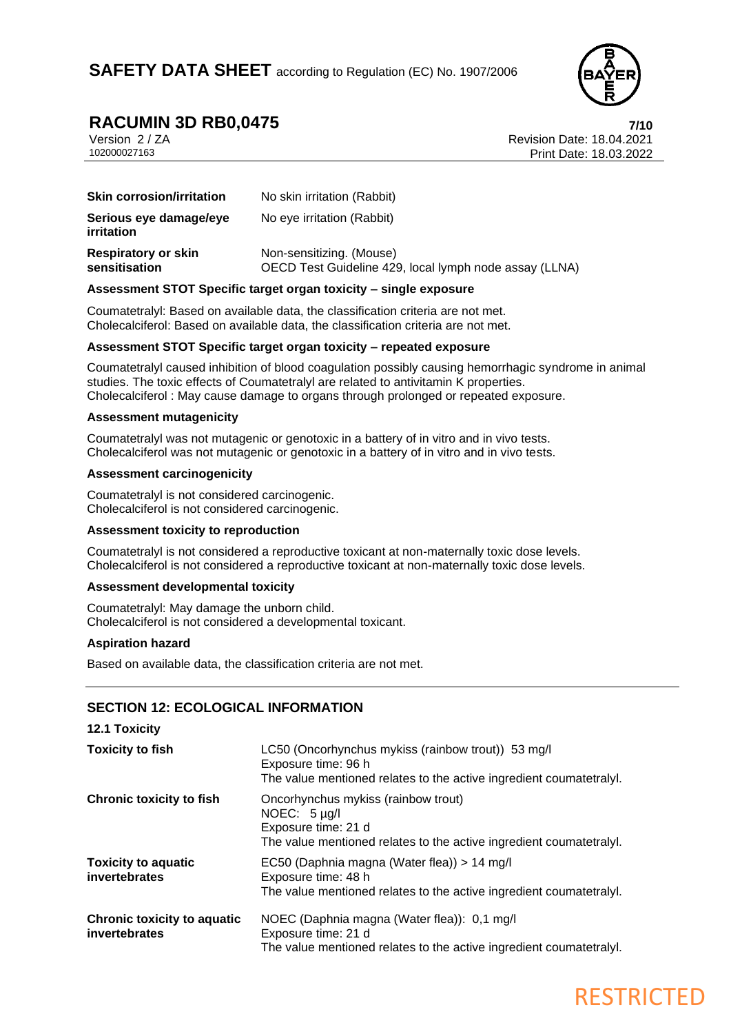| | |
|---|---|
| **Skin corrosion/irritation** | No skin irritation (Rabbit) |
| **Serious eye damage/eye irritation** | No eye irritation (Rabbit) |
| **Respiratory or skin sensitisation** | Non-sensitizing. (Mouse)<br>OECD Test Guideline 429, local lymph node assay (LLNA) |

**Assessment STOT Specific target organ toxicity – single exposure**

Coumatetralyl: Based on available data, the classification criteria are not met.
Cholecalciferol: Based on available data, the classification criteria are not met.

**Assessment STOT Specific target organ toxicity – repeated exposure**

Coumatetralyl caused inhibition of blood coagulation possibly causing hemorrhagic syndrome in animal studies. The toxic effects of Coumatetralyl are related to antivitamin K properties.
Cholecalciferol : May cause damage to organs through prolonged or repeated exposure.

**Assessment mutagenicity**

Coumatetralyl was not mutagenic or genotoxic in a battery of in vitro and in vivo tests.
Cholecalciferol was not mutagenic or genotoxic in a battery of in vitro and in vivo tests.

**Assessment carcinogenicity**

Coumatetralyl is not considered carcinogenic.
Cholecalciferol is not considered carcinogenic.

**Assessment toxicity to reproduction**

Coumatetralyl is not considered a reproductive toxicant at non-maternally toxic dose levels.
Cholecalciferol is not considered a reproductive toxicant at non-maternally toxic dose levels.

**Assessment developmental toxicity**

Coumatetralyl: May damage the unborn child.
Cholecalciferol is not considered a developmental toxicant.

**Aspiration hazard**

Based on available data, the classification criteria are not met.

## SECTION 12: ECOLOGICAL INFORMATION

### 12.1 Toxicity

| | |
|---|---|
| **Toxicity to fish** | LC50 (Oncorhynchus mykiss (rainbow trout)) 53 mg/l<br>Exposure time: 96 h<br>The value mentioned relates to the active ingredient coumatetralyl. |
| **Chronic toxicity to fish** | Oncorhynchus mykiss (rainbow trout)<br>NOEC: 5 µg/l<br>Exposure time: 21 d<br>The value mentioned relates to the active ingredient coumatetralyl. |
| **Toxicity to aquatic invertebrates** | EC50 (Daphnia magna (Water flea)) > 14 mg/l<br>Exposure time: 48 h<br>The value mentioned relates to the active ingredient coumatetralyl. |
| **Chronic toxicity to aquatic invertebrates** | NOEC (Daphnia magna (Water flea)): 0,1 mg/l<br>Exposure time: 21 d<br>The value mentioned relates to the active ingredient coumatetralyl. |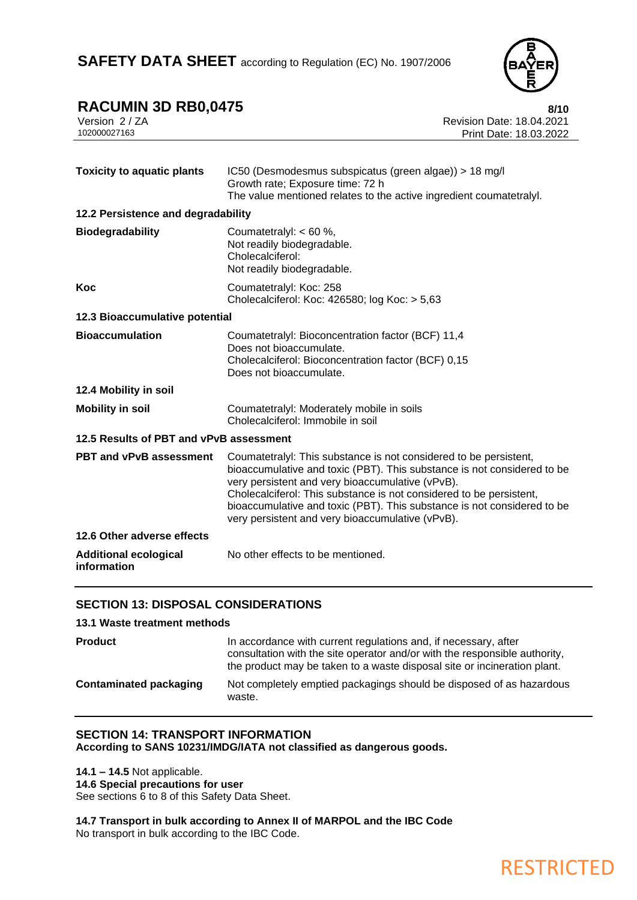| | |
|---|---|
| **Toxicity to aquatic plants** | IC50 (Desmodesmus subspicatus (green algae)) > 18 mg/l<br>Growth rate; Exposure time: 72 h<br>The value mentioned relates to the active ingredient coumatetralyl. |

**12.2 Persistence and degradability**

| | |
|---|---|
| **Biodegradability** | Coumatetralyl: < 60 %,<br>Not readily biodegradable.<br>Cholecalciferol:<br>Not readily biodegradable. |
| **Koc** | Coumatetralyl: Koc: 258<br>Cholecalciferol: Koc: 426580; log Koc: > 5,63 |

**12.3 Bioaccumulative potential**

| | |
|---|---|
| **Bioaccumulation** | Coumatetralyl: Bioconcentration factor (BCF) 11,4<br>Does not bioaccumulate.<br>Cholecalciferol: Bioconcentration factor (BCF) 0,15<br>Does not bioaccumulate. |

**12.4 Mobility in soil**

| | |
|---|---|
| **Mobility in soil** | Coumatetralyl: Moderately mobile in soils<br>Cholecalciferol: Immobile in soil |

**12.5 Results of PBT and vPvB assessment**

| | |
|---|---|
| **PBT and vPvB assessment** | Coumatetralyl: This substance is not considered to be persistent, bioaccumulative and toxic (PBT). This substance is not considered to be very persistent and very bioaccumulative (vPvB).<br>Cholecalciferol: This substance is not considered to be persistent, bioaccumulative and toxic (PBT). This substance is not considered to be very persistent and very bioaccumulative (vPvB). |

**12.6 Other adverse effects**

| | |
|---|---|
| **Additional ecological information** | No other effects to be mentioned. |

## SECTION 13: DISPOSAL CONSIDERATIONS

**13.1 Waste treatment methods**

| | |
|---|---|
| **Product** | In accordance with current regulations and, if necessary, after consultation with the site operator and/or with the responsible authority, the product may be taken to a waste disposal site or incineration plant. |
| **Contaminated packaging** | Not completely emptied packagings should be disposed of as hazardous waste. |

## SECTION 14: TRANSPORT INFORMATION

**According to SANS 10231/IMDG/IATA not classified as dangerous goods.**

**14.1 – 14.5** Not applicable.
**14.6 Special precautions for user**
See sections 6 to 8 of this Safety Data Sheet.

**14.7 Transport in bulk according to Annex II of MARPOL and the IBC Code**
No transport in bulk according to the IBC Code.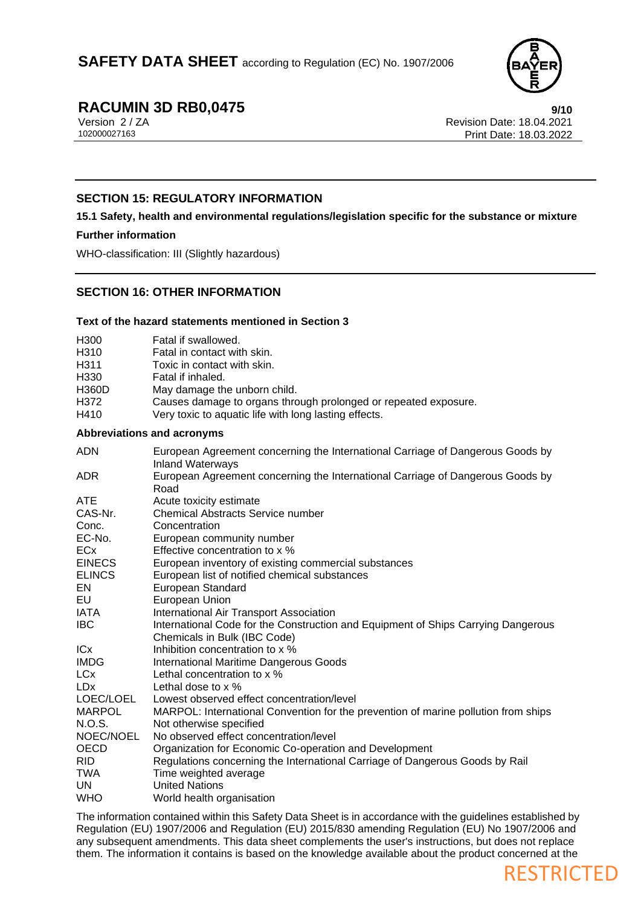## SECTION 15: REGULATORY INFORMATION

### 15.1 Safety, health and environmental regulations/legislation specific for the substance or mixture

**Further information**

WHO-classification: III (Slightly hazardous)

## SECTION 16: OTHER INFORMATION

**Text of the hazard statements mentioned in Section 3**

| | |
|---|---|
| H300 | Fatal if swallowed. |
| H310 | Fatal in contact with skin. |
| H311 | Toxic in contact with skin. |
| H330 | Fatal if inhaled. |
| H360D | May damage the unborn child. |
| H372 | Causes damage to organs through prolonged or repeated exposure. |
| H410 | Very toxic to aquatic life with long lasting effects. |

**Abbreviations and acronyms**

| | |
|---|---|
| ADN | European Agreement concerning the International Carriage of Dangerous Goods by Inland Waterways |
| ADR | European Agreement concerning the International Carriage of Dangerous Goods by Road |
| ATE | Acute toxicity estimate |
| CAS-Nr. | Chemical Abstracts Service number |
| Conc. | Concentration |
| EC-No. | European community number |
| ECx | Effective concentration to x % |
| EINECS | European inventory of existing commercial substances |
| ELINCS | European list of notified chemical substances |
| EN | European Standard |
| EU | European Union |
| IATA | International Air Transport Association |
| IBC | International Code for the Construction and Equipment of Ships Carrying Dangerous Chemicals in Bulk (IBC Code) |
| ICx | Inhibition concentration to x % |
| IMDG | International Maritime Dangerous Goods |
| LCx | Lethal concentration to x % |
| LDx | Lethal dose to x % |
| LOEC/LOEL | Lowest observed effect concentration/level |
| MARPOL | MARPOL: International Convention for the prevention of marine pollution from ships |
| N.O.S. | Not otherwise specified |
| NOEC/NOEL | No observed effect concentration/level |
| OECD | Organization for Economic Co-operation and Development |
| RID | Regulations concerning the International Carriage of Dangerous Goods by Rail |
| TWA | Time weighted average |
| UN | United Nations |
| WHO | World health organisation |

The information contained within this Safety Data Sheet is in accordance with the guidelines established by Regulation (EU) 1907/2006 and Regulation (EU) 2015/830 amending Regulation (EU) No 1907/2006 and any subsequent amendments. This data sheet complements the user's instructions, but does not replace them. The information it contains is based on the knowledge available about the product concerned at the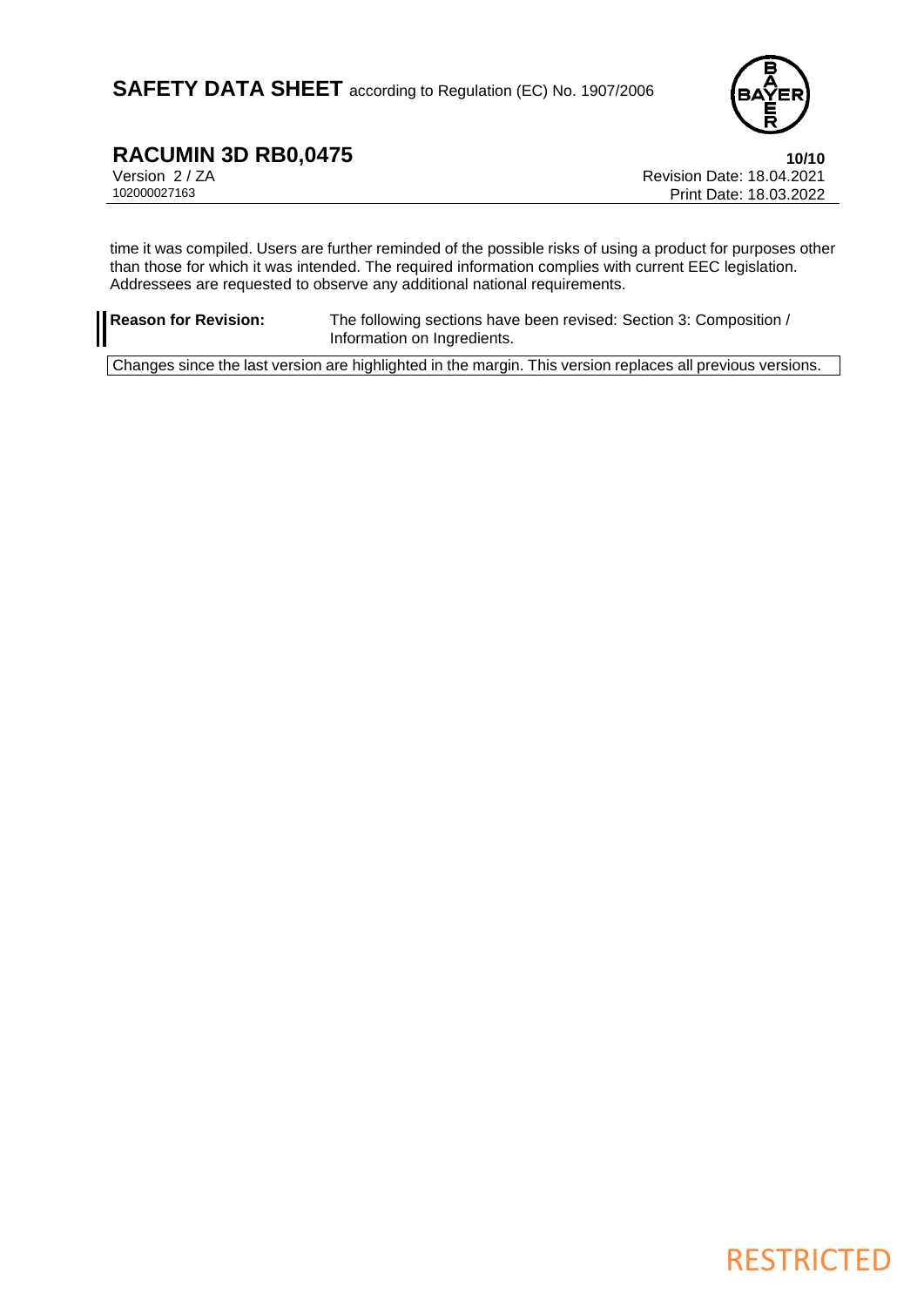time it was compiled. Users are further reminded of the possible risks of using a product for purposes other than those for which it was intended. The required information complies with current EEC legislation. Addressees are requested to observe any additional national requirements.

| | |
|---|---|
| **Reason for Revision:** | The following sections have been revised: Section 3: Composition / Information on Ingredients. |

Changes since the last version are highlighted in the margin. This version replaces all previous versions.

RESTRICTED